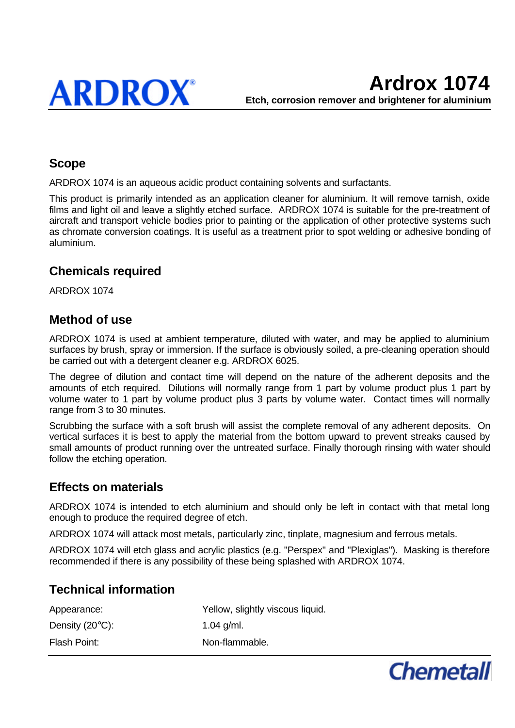ARDROX®

# Ardrox 1074

**Etch, corrosion remover and brightener for aluminium**

## Scope

ARDROX 1074 is an aqueous acidic product containing solvents and surfactants.

This product is primarily intended as an application cleaner for aluminium. It will remove tarnish, oxide films and light oil and leave a slightly etched surface. ARDROX 1074 is suitable for the pre-treatment of aircraft and transport vehicle bodies prior to painting or the application of other protective systems such as chromate conversion coatings. It is useful as a treatment prior to spot welding or adhesive bonding of aluminium.

## Chemicals required

ARDROX 1074

## Method of use

ARDROX 1074 is used at ambient temperature, diluted with water, and may be applied to aluminium surfaces by brush, spray or immersion. If the surface is obviously soiled, a pre-cleaning operation should be carried out with a detergent cleaner e.g. ARDROX 6025.

The degree of dilution and contact time will depend on the nature of the adherent deposits and the amounts of etch required. Dilutions will normally range from 1 part by volume product plus 1 part by volume water to 1 part by volume product plus 3 parts by volume water. Contact times will normally range from 3 to 30 minutes.

Scrubbing the surface with a soft brush will assist the complete removal of any adherent deposits. On vertical surfaces it is best to apply the material from the bottom upward to prevent streaks caused by small amounts of product running over the untreated surface. Finally thorough rinsing with water should follow the etching operation.

## Effects on materials

ARDROX 1074 is intended to etch aluminium and should only be left in contact with that metal long enough to produce the required degree of etch.

ARDROX 1074 will attack most metals, particularly zinc, tinplate, magnesium and ferrous metals.

ARDROX 1074 will etch glass and acrylic plastics (e.g. "Perspex" and "Plexiglas"). Masking is therefore recommended if there is any possibility of these being splashed with ARDROX 1074.

## Technical information

| | |
|---|---|
| Appearance: | Yellow, slightly viscous liquid. |
| Density (20°C): | 1.04 g/ml. |
| Flash Point: | Non-flammable. |

Chemetall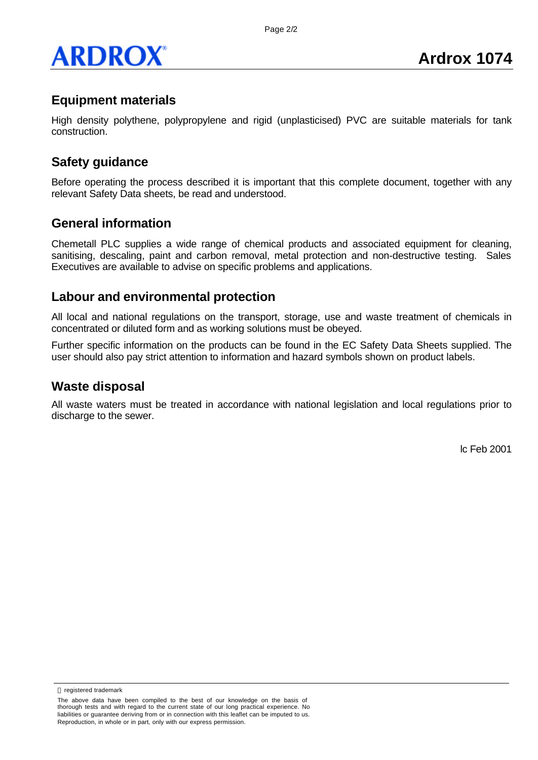# Ardrox 1074

## Equipment materials

High density polythene, polypropylene and rigid (unplasticised) PVC are suitable materials for tank construction.

## Safety guidance

Before operating the process described it is important that this complete document, together with any relevant Safety Data sheets, be read and understood.

## General information

Chemetall PLC supplies a wide range of chemical products and associated equipment for cleaning, sanitising, descaling, paint and carbon removal, metal protection and non-destructive testing. Sales Executives are available to advise on specific problems and applications.

## Labour and environmental protection

All local and national regulations on the transport, storage, use and waste treatment of chemicals in concentrated or diluted form and as working solutions must be obeyed.

Further specific information on the products can be found in the EC Safety Data Sheets supplied. The user should also pay strict attention to information and hazard symbols shown on product labels.

## Waste disposal

All waste waters must be treated in accordance with national legislation and local regulations prior to discharge to the sewer.

lc Feb 2001

® registered trademark

The above data have been compiled to the best of our knowledge on the basis of thorough tests and with regard to the current state of our long practical experience. No liabilities or guarantee deriving from or in connection with this leaflet can be imputed to us. Reproduction, in whole or in part, only with our express permission.